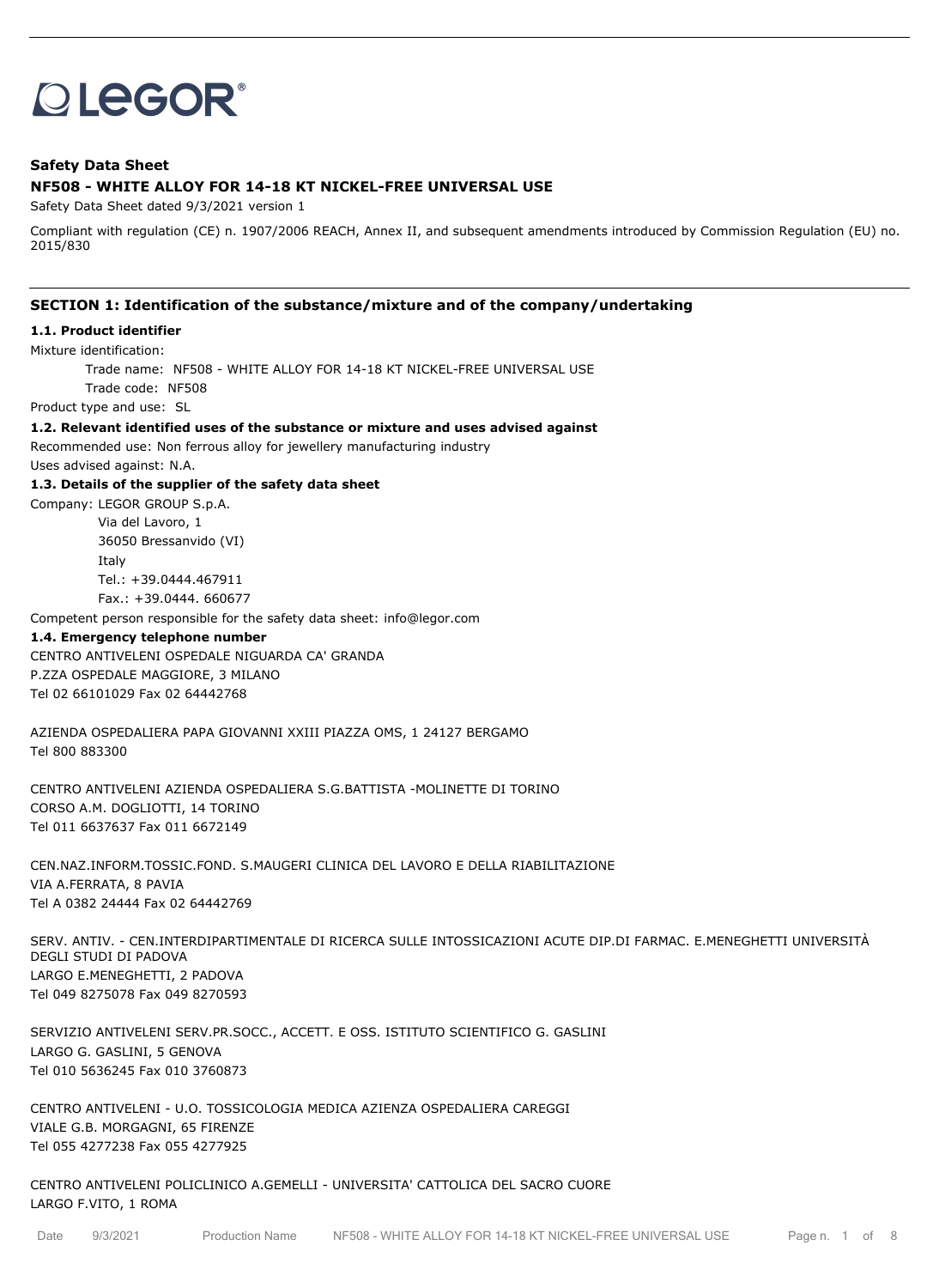LEGOR®

**Safety Data Sheet**

**NF508 - WHITE ALLOY FOR 14-18 KT NICKEL-FREE UNIVERSAL USE**

Safety Data Sheet dated 9/3/2021 version 1

Compliant with regulation (CE) n. 1907/2006 REACH, Annex II, and subsequent amendments introduced by Commission Regulation (EU) no. 2015/830

## SECTION 1: Identification of the substance/mixture and of the company/undertaking

### 1.1. Product identifier

Mixture identification:

Trade name: NF508 - WHITE ALLOY FOR 14-18 KT NICKEL-FREE UNIVERSAL USE

Trade code: NF508

Product type and use: SL

### 1.2. Relevant identified uses of the substance or mixture and uses advised against

Recommended use: Non ferrous alloy for jewellery manufacturing industry

Uses advised against: N.A.

### 1.3. Details of the supplier of the safety data sheet

Company: LEGOR GROUP S.p.A.
Via del Lavoro, 1
36050 Bressanvido (VI)
Italy
Tel.: +39.0444.467911
Fax.: +39.0444. 660677

Competent person responsible for the safety data sheet: info@legor.com

### 1.4. Emergency telephone number

CENTRO ANTIVELENI OSPEDALE NIGUARDA CA' GRANDA
P.ZZA OSPEDALE MAGGIORE, 3 MILANO
Tel 02 66101029 Fax 02 64442768

AZIENDA OSPEDALIERA PAPA GIOVANNI XXIII PIAZZA OMS, 1 24127 BERGAMO
Tel 800 883300

CENTRO ANTIVELENI AZIENDA OSPEDALIERA S.G.BATTISTA -MOLINETTE DI TORINO
CORSO A.M. DOGLIOTTI, 14 TORINO
Tel 011 6637637 Fax 011 6672149

CEN.NAZ.INFORM.TOSSIC.FOND. S.MAUGERI CLINICA DEL LAVORO E DELLA RIABILITAZIONE
VIA A.FERRATA, 8 PAVIA
Tel A 0382 24444 Fax 02 64442769

SERV. ANTIV. - CEN.INTERDIPARTIMENTALE DI RICERCA SULLE INTOSSICAZIONI ACUTE DIP.DI FARMAC. E.MENEGHETTI UNIVERSITÀ DEGLI STUDI DI PADOVA
LARGO E.MENEGHETTI, 2 PADOVA
Tel 049 8275078 Fax 049 8270593

SERVIZIO ANTIVELENI SERV.PR.SOCC., ACCETT. E OSS. ISTITUTO SCIENTIFICO G. GASLINI
LARGO G. GASLINI, 5 GENOVA
Tel 010 5636245 Fax 010 3760873

CENTRO ANTIVELENI - U.O. TOSSICOLOGIA MEDICA AZIENZA OSPEDALIERA CAREGGI
VIALE G.B. MORGAGNI, 65 FIRENZE
Tel 055 4277238 Fax 055 4277925

CENTRO ANTIVELENI POLICLINICO A.GEMELLI - UNIVERSITA' CATTOLICA DEL SACRO CUORE
LARGO F.VITO, 1 ROMA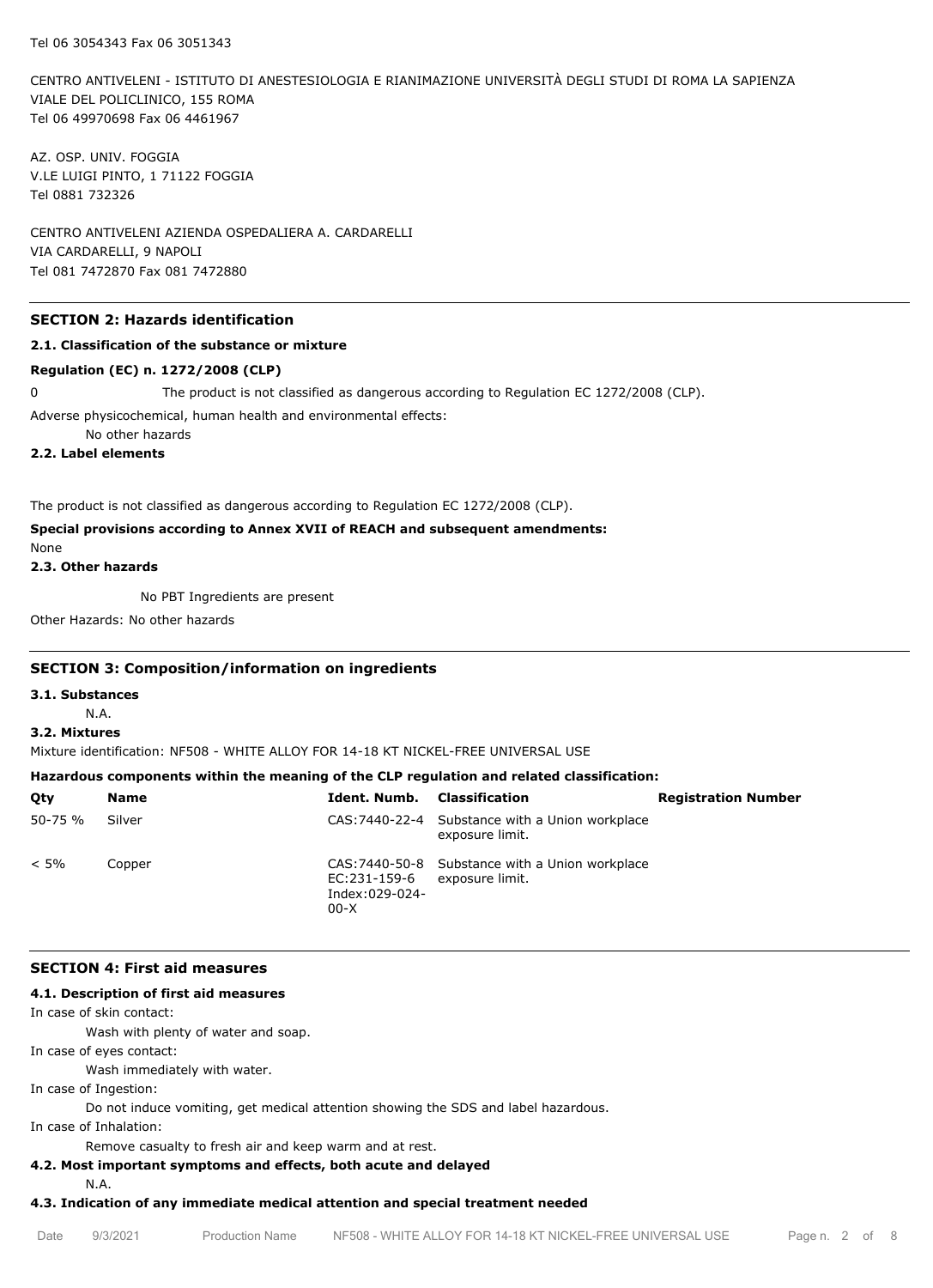Tel 06 3054343 Fax 06 3051343

CENTRO ANTIVELENI - ISTITUTO DI ANESTESIOLOGIA E RIANIMAZIONE UNIVERSITÀ DEGLI STUDI DI ROMA LA SAPIENZA
VIALE DEL POLICLINICO, 155 ROMA
Tel 06 49970698 Fax 06 4461967

AZ. OSP. UNIV. FOGGIA
V.LE LUIGI PINTO, 1 71122 FOGGIA
Tel 0881 732326

CENTRO ANTIVELENI AZIENDA OSPEDALIERA A. CARDARELLI
VIA CARDARELLI, 9 NAPOLI
Tel 081 7472870 Fax 081 7472880

## SECTION 2: Hazards identification

### 2.1. Classification of the substance or mixture

**Regulation (EC) n. 1272/2008 (CLP)**

0 The product is not classified as dangerous according to Regulation EC 1272/2008 (CLP).

Adverse physicochemical, human health and environmental effects:

No other hazards

### 2.2. Label elements

The product is not classified as dangerous according to Regulation EC 1272/2008 (CLP).

**Special provisions according to Annex XVII of REACH and subsequent amendments:**

None

### 2.3. Other hazards

No PBT Ingredients are present

Other Hazards: No other hazards

## SECTION 3: Composition/information on ingredients

### 3.1. Substances

N.A.

### 3.2. Mixtures

Mixture identification: NF508 - WHITE ALLOY FOR 14-18 KT NICKEL-FREE UNIVERSAL USE

**Hazardous components within the meaning of the CLP regulation and related classification:**

| Qty | Name | Ident. Numb. | Classification | Registration Number |
|---|---|---|---|---|
| 50-75 % | Silver | CAS:7440-22-4 | Substance with a Union workplace exposure limit. | |
| < 5% | Copper | CAS:7440-50-8 EC:231-159-6 Index:029-024-00-X | Substance with a Union workplace exposure limit. | |

## SECTION 4: First aid measures

### 4.1. Description of first aid measures

In case of skin contact:

Wash with plenty of water and soap.

In case of eyes contact:

Wash immediately with water.

In case of Ingestion:

Do not induce vomiting, get medical attention showing the SDS and label hazardous.

In case of Inhalation:

Remove casualty to fresh air and keep warm and at rest.

### 4.2. Most important symptoms and effects, both acute and delayed

N.A.

### 4.3. Indication of any immediate medical attention and special treatment needed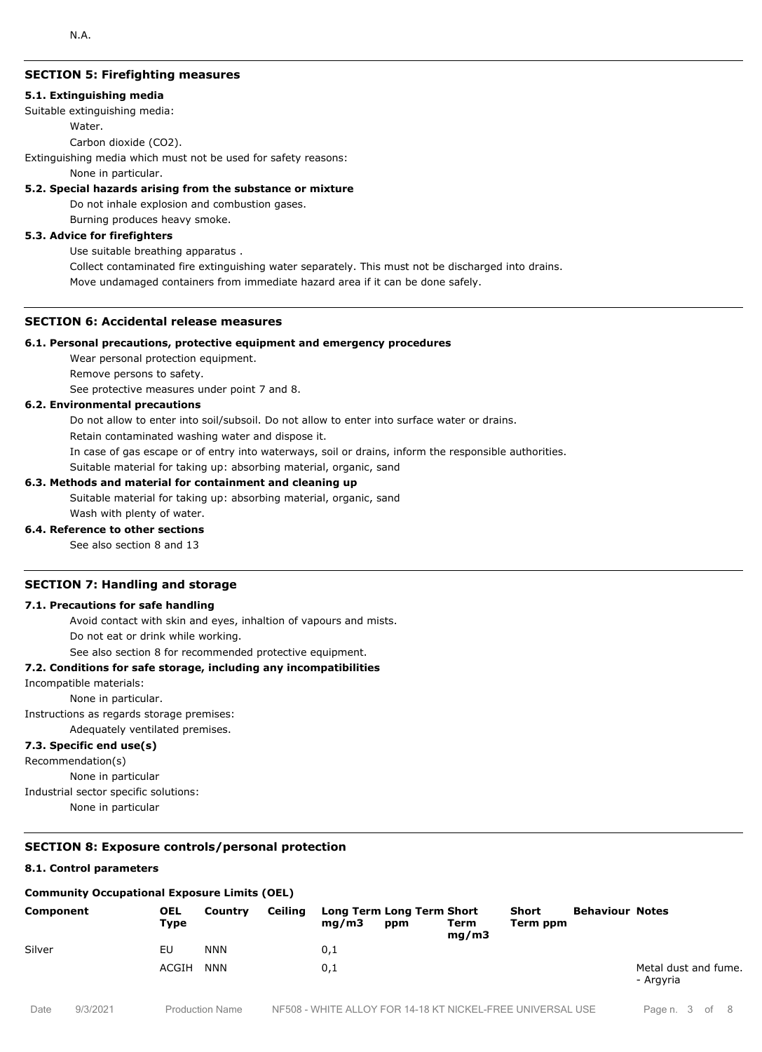N.A.

## SECTION 5: Firefighting measures

### 5.1. Extinguishing media

Suitable extinguishing media:

Water.

Carbon dioxide ($CO_2$).

Extinguishing media which must not be used for safety reasons:

None in particular.

### 5.2. Special hazards arising from the substance or mixture

Do not inhale explosion and combustion gases.

Burning produces heavy smoke.

### 5.3. Advice for firefighters

Use suitable breathing apparatus .

Collect contaminated fire extinguishing water separately. This must not be discharged into drains.

Move undamaged containers from immediate hazard area if it can be done safely.

## SECTION 6: Accidental release measures

### 6.1. Personal precautions, protective equipment and emergency procedures

Wear personal protection equipment.

Remove persons to safety.

See protective measures under point 7 and 8.

### 6.2. Environmental precautions

Do not allow to enter into soil/subsoil. Do not allow to enter into surface water or drains.

Retain contaminated washing water and dispose it.

In case of gas escape or of entry into waterways, soil or drains, inform the responsible authorities.

Suitable material for taking up: absorbing material, organic, sand

### 6.3. Methods and material for containment and cleaning up

Suitable material for taking up: absorbing material, organic, sand

Wash with plenty of water.

### 6.4. Reference to other sections

See also section 8 and 13

## SECTION 7: Handling and storage

### 7.1. Precautions for safe handling

Avoid contact with skin and eyes, inhaltion of vapours and mists.

Do not eat or drink while working.

See also section 8 for recommended protective equipment.

### 7.2. Conditions for safe storage, including any incompatibilities

Incompatible materials:

None in particular.

Instructions as regards storage premises:

Adequately ventilated premises.

### 7.3. Specific end use(s)

Recommendation(s)

None in particular

Industrial sector specific solutions:

None in particular

## SECTION 8: Exposure controls/personal protection

### 8.1. Control parameters

**Community Occupational Exposure Limits (OEL)**

| Component | OEL Type | Country | Ceiling | Long Term mg/m3 | Long Term ppm | Short Term mg/m3 | Short Term ppm | Behaviour | Notes |
|---|---|---|---|---|---|---|---|---|---|
| Silver | EU | NNN | | 0,1 | | | | | |
| | ACGIH | NNN | | 0,1 | | | | | Metal dust and fume. - Argyria |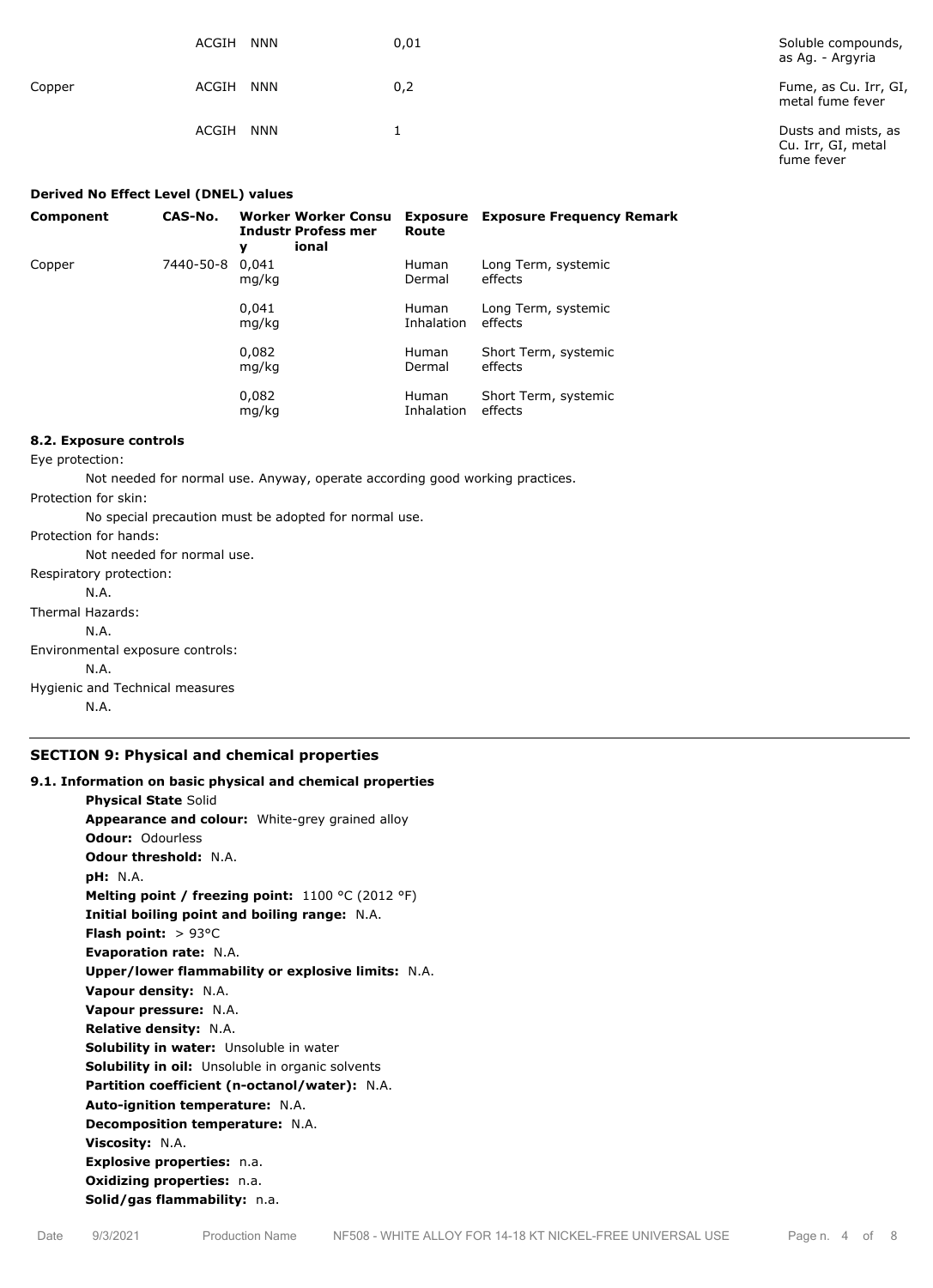|  | ACGIH | NNN | 0,01 | Soluble compounds, as Ag. - Argyria |
|---|---|---|---|---|
| Copper | ACGIH | NNN | 0,2 | Fume, as Cu. Irr, GI, metal fume fever |
|  | ACGIH | NNN | 1 | Dusts and mists, as Cu. Irr, GI, metal fume fever |

**Derived No Effect Level (DNEL) values**

| Component | CAS-No. | Worker Industry | Worker Professional | Consumer | Exposure Route | Exposure Frequency | Remark |
|---|---|---|---|---|---|---|---|
| Copper | 7440-50-8 | 0,041 mg/kg |  |  | Human Dermal | Long Term, systemic effects |  |
|  |  | 0,041 mg/kg |  |  | Human Inhalation | Long Term, systemic effects |  |
|  |  | 0,082 mg/kg |  |  | Human Dermal | Short Term, systemic effects |  |
|  |  | 0,082 mg/kg |  |  | Human Inhalation | Short Term, systemic effects |  |

**8.2. Exposure controls**

Eye protection:

Not needed for normal use. Anyway, operate according good working practices.

Protection for skin:

No special precaution must be adopted for normal use.

Protection for hands:

Not needed for normal use.

Respiratory protection:

N.A.

Thermal Hazards:

N.A.

Environmental exposure controls:

N.A.

Hygienic and Technical measures

N.A.

## SECTION 9: Physical and chemical properties

**9.1. Information on basic physical and chemical properties**

**Physical State** Solid
**Appearance and colour:** White-grey grained alloy
**Odour:** Odourless
**Odour threshold:** N.A.
**pH:** N.A.
**Melting point / freezing point:** 1100 °C (2012 °F)
**Initial boiling point and boiling range:** N.A.
**Flash point:** > 93°C
**Evaporation rate:** N.A.
**Upper/lower flammability or explosive limits:** N.A.
**Vapour density:** N.A.
**Vapour pressure:** N.A.
**Relative density:** N.A.
**Solubility in water:** Unsoluble in water
**Solubility in oil:** Unsoluble in organic solvents
**Partition coefficient (n-octanol/water):** N.A.
**Auto-ignition temperature:** N.A.
**Decomposition temperature:** N.A.
**Viscosity:** N.A.
**Explosive properties:** n.a.
**Oxidizing properties:** n.a.
**Solid/gas flammability:** n.a.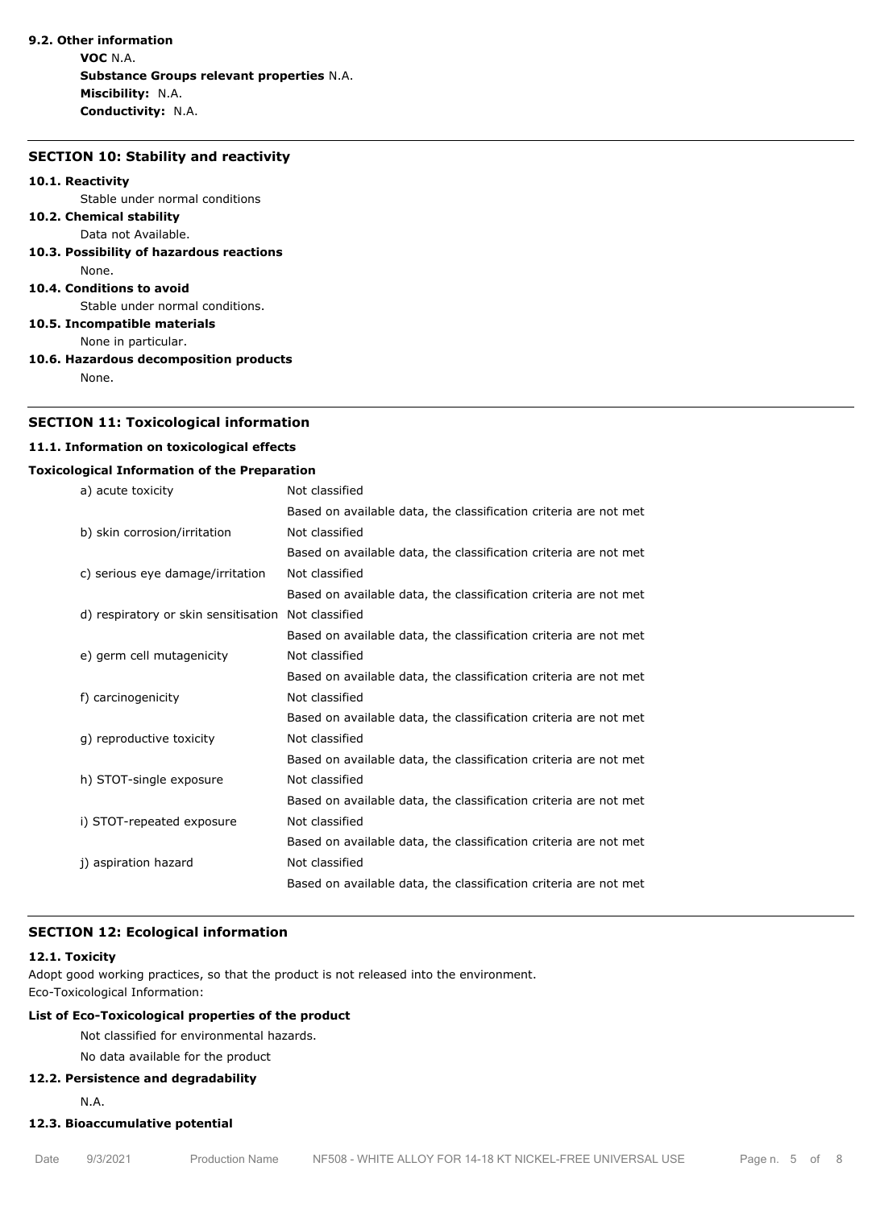**9.2. Other information**

**VOC** N.A.

**Substance Groups relevant properties** N.A.

**Miscibility:** N.A.

**Conductivity:** N.A.

## SECTION 10: Stability and reactivity

**10.1. Reactivity**

Stable under normal conditions

**10.2. Chemical stability**

Data not Available.

**10.3. Possibility of hazardous reactions**

None.

**10.4. Conditions to avoid**

Stable under normal conditions.

**10.5. Incompatible materials**

None in particular.

**10.6. Hazardous decomposition products**

None.

## SECTION 11: Toxicological information

**11.1. Information on toxicological effects**

**Toxicological Information of the Preparation**

| | |
|---|---|
| a) acute toxicity | Not classified |
| | Based on available data, the classification criteria are not met |
| b) skin corrosion/irritation | Not classified |
| | Based on available data, the classification criteria are not met |
| c) serious eye damage/irritation | Not classified |
| | Based on available data, the classification criteria are not met |
| d) respiratory or skin sensitisation | Not classified |
| | Based on available data, the classification criteria are not met |
| e) germ cell mutagenicity | Not classified |
| | Based on available data, the classification criteria are not met |
| f) carcinogenicity | Not classified |
| | Based on available data, the classification criteria are not met |
| g) reproductive toxicity | Not classified |
| | Based on available data, the classification criteria are not met |
| h) STOT-single exposure | Not classified |
| | Based on available data, the classification criteria are not met |
| i) STOT-repeated exposure | Not classified |
| | Based on available data, the classification criteria are not met |
| j) aspiration hazard | Not classified |
| | Based on available data, the classification criteria are not met |

## SECTION 12: Ecological information

**12.1. Toxicity**

Adopt good working practices, so that the product is not released into the environment.
Eco-Toxicological Information:

**List of Eco-Toxicological properties of the product**

Not classified for environmental hazards.

No data available for the product

**12.2. Persistence and degradability**

N.A.

**12.3. Bioaccumulative potential**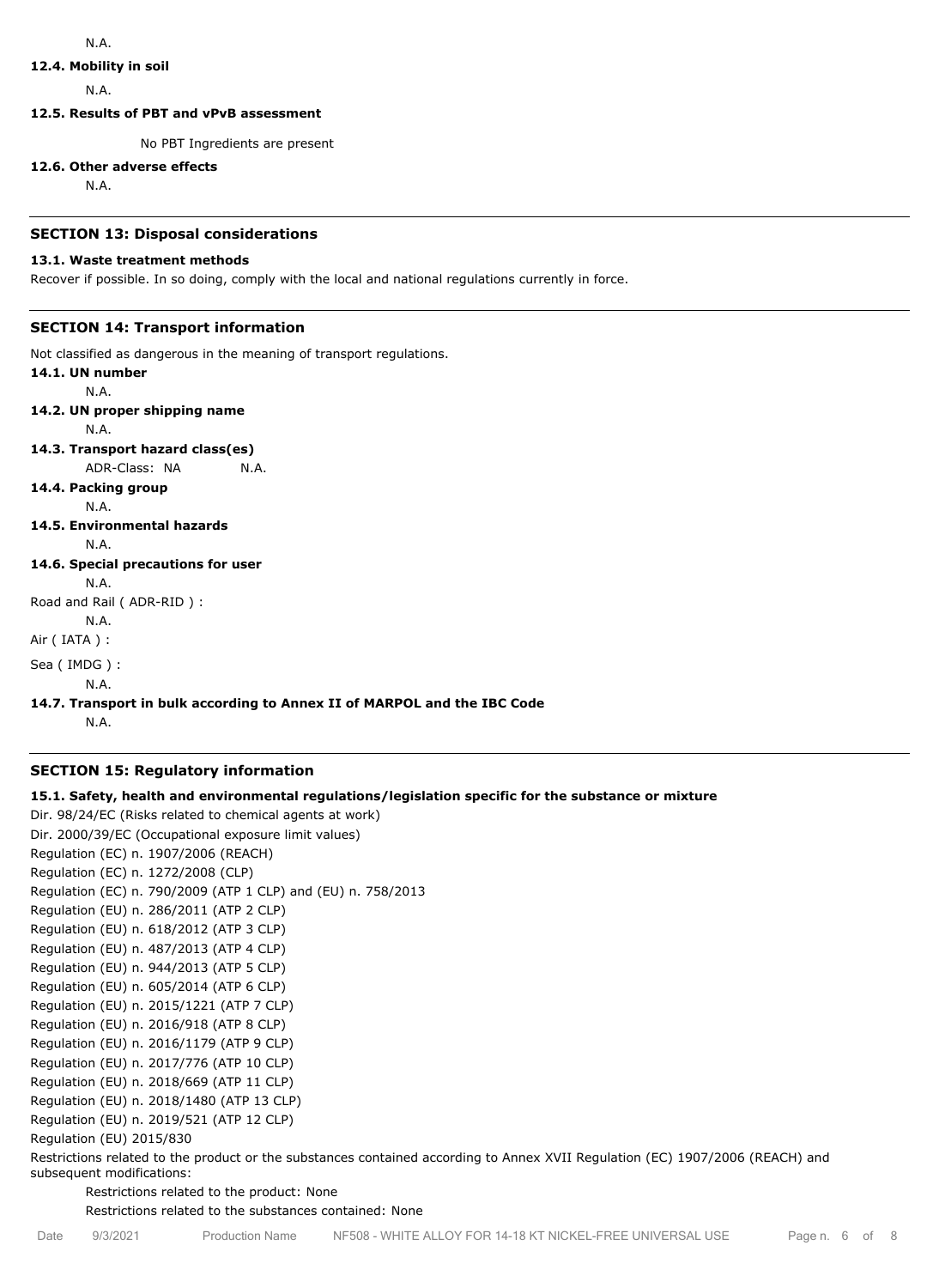N.A.

**12.4. Mobility in soil**

N.A.

**12.5. Results of PBT and vPvB assessment**

No PBT Ingredients are present

**12.6. Other adverse effects**

N.A.

## SECTION 13: Disposal considerations

**13.1. Waste treatment methods**

Recover if possible. In so doing, comply with the local and national regulations currently in force.

## SECTION 14: Transport information

Not classified as dangerous in the meaning of transport regulations.

**14.1. UN number**

N.A.

**14.2. UN proper shipping name**

N.A.

**14.3. Transport hazard class(es)**

ADR-Class: NA N.A.

**14.4. Packing group**

N.A.

**14.5. Environmental hazards**

N.A.

**14.6. Special precautions for user**

N.A.

Road and Rail ( ADR-RID ) :

N.A.

Air ( IATA ) :

Sea ( IMDG ) :

N.A.

**14.7. Transport in bulk according to Annex II of MARPOL and the IBC Code**

N.A.

## SECTION 15: Regulatory information

**15.1. Safety, health and environmental regulations/legislation specific for the substance or mixture**

Dir. 98/24/EC (Risks related to chemical agents at work)
Dir. 2000/39/EC (Occupational exposure limit values)
Regulation (EC) n. 1907/2006 (REACH)
Regulation (EC) n. 1272/2008 (CLP)
Regulation (EC) n. 790/2009 (ATP 1 CLP) and (EU) n. 758/2013
Regulation (EU) n. 286/2011 (ATP 2 CLP)
Regulation (EU) n. 618/2012 (ATP 3 CLP)
Regulation (EU) n. 487/2013 (ATP 4 CLP)
Regulation (EU) n. 944/2013 (ATP 5 CLP)
Regulation (EU) n. 605/2014 (ATP 6 CLP)
Regulation (EU) n. 2015/1221 (ATP 7 CLP)
Regulation (EU) n. 2016/918 (ATP 8 CLP)
Regulation (EU) n. 2016/1179 (ATP 9 CLP)
Regulation (EU) n. 2017/776 (ATP 10 CLP)
Regulation (EU) n. 2018/669 (ATP 11 CLP)
Regulation (EU) n. 2018/1480 (ATP 13 CLP)
Regulation (EU) n. 2019/521 (ATP 12 CLP)
Regulation (EU) 2015/830

Restrictions related to the product or the substances contained according to Annex XVII Regulation (EC) 1907/2006 (REACH) and subsequent modifications:

Restrictions related to the product: None

Restrictions related to the substances contained: None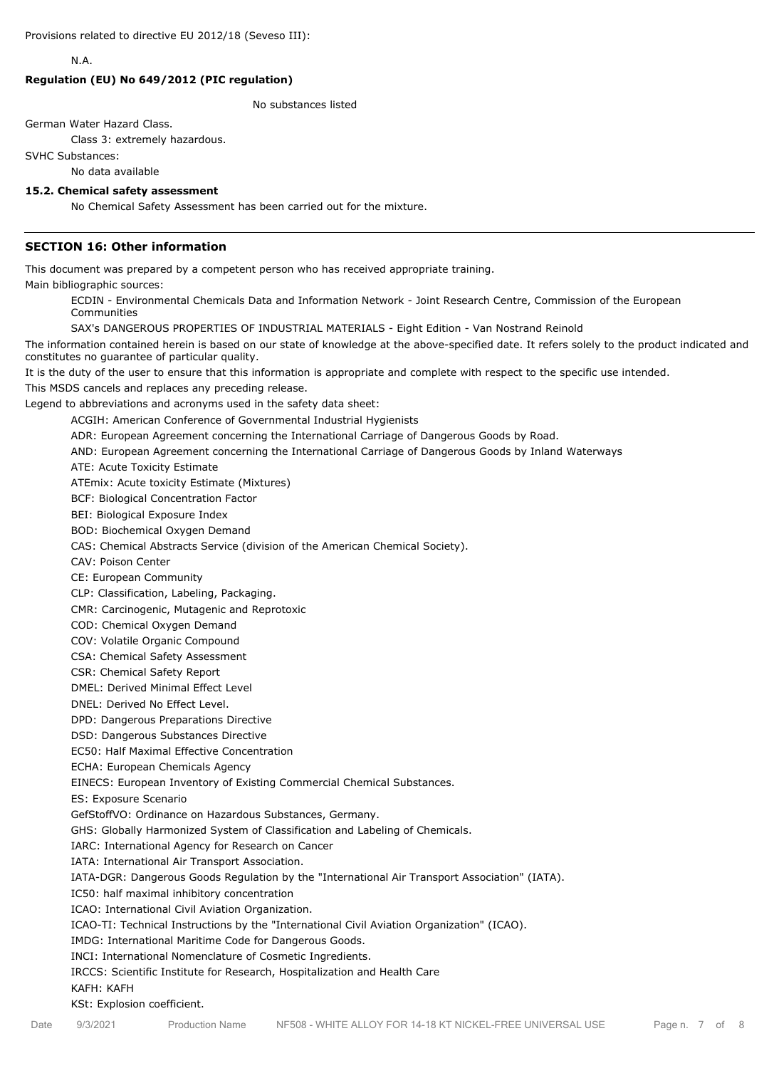Provisions related to directive EU 2012/18 (Seveso III):

N.A.

**Regulation (EU) No 649/2012 (PIC regulation)**

No substances listed

German Water Hazard Class.

Class 3: extremely hazardous.

SVHC Substances:

No data available

**15.2. Chemical safety assessment**

No Chemical Safety Assessment has been carried out for the mixture.

---

## SECTION 16: Other information

This document was prepared by a competent person who has received appropriate training.

Main bibliographic sources:

ECDIN - Environmental Chemicals Data and Information Network - Joint Research Centre, Commission of the European Communities

SAX's DANGEROUS PROPERTIES OF INDUSTRIAL MATERIALS - Eight Edition - Van Nostrand Reinold

The information contained herein is based on our state of knowledge at the above-specified date. It refers solely to the product indicated and constitutes no guarantee of particular quality.

It is the duty of the user to ensure that this information is appropriate and complete with respect to the specific use intended.

This MSDS cancels and replaces any preceding release.

Legend to abbreviations and acronyms used in the safety data sheet:

ACGIH: American Conference of Governmental Industrial Hygienists

ADR: European Agreement concerning the International Carriage of Dangerous Goods by Road.

AND: European Agreement concerning the International Carriage of Dangerous Goods by Inland Waterways

ATE: Acute Toxicity Estimate

ATEmix: Acute toxicity Estimate (Mixtures)

BCF: Biological Concentration Factor

BEI: Biological Exposure Index

BOD: Biochemical Oxygen Demand

CAS: Chemical Abstracts Service (division of the American Chemical Society).

CAV: Poison Center

CE: European Community

CLP: Classification, Labeling, Packaging.

CMR: Carcinogenic, Mutagenic and Reprotoxic

COD: Chemical Oxygen Demand

COV: Volatile Organic Compound

CSA: Chemical Safety Assessment

CSR: Chemical Safety Report

DMEL: Derived Minimal Effect Level

DNEL: Derived No Effect Level.

DPD: Dangerous Preparations Directive

DSD: Dangerous Substances Directive

EC50: Half Maximal Effective Concentration

ECHA: European Chemicals Agency

EINECS: European Inventory of Existing Commercial Chemical Substances.

ES: Exposure Scenario

GefStoffVO: Ordinance on Hazardous Substances, Germany.

GHS: Globally Harmonized System of Classification and Labeling of Chemicals.

IARC: International Agency for Research on Cancer

IATA: International Air Transport Association.

IATA-DGR: Dangerous Goods Regulation by the "International Air Transport Association" (IATA).

IC50: half maximal inhibitory concentration

ICAO: International Civil Aviation Organization.

ICAO-TI: Technical Instructions by the "International Civil Aviation Organization" (ICAO).

IMDG: International Maritime Code for Dangerous Goods.

INCI: International Nomenclature of Cosmetic Ingredients.

IRCCS: Scientific Institute for Research, Hospitalization and Health Care

KAFH: KAFH

KSt: Explosion coefficient.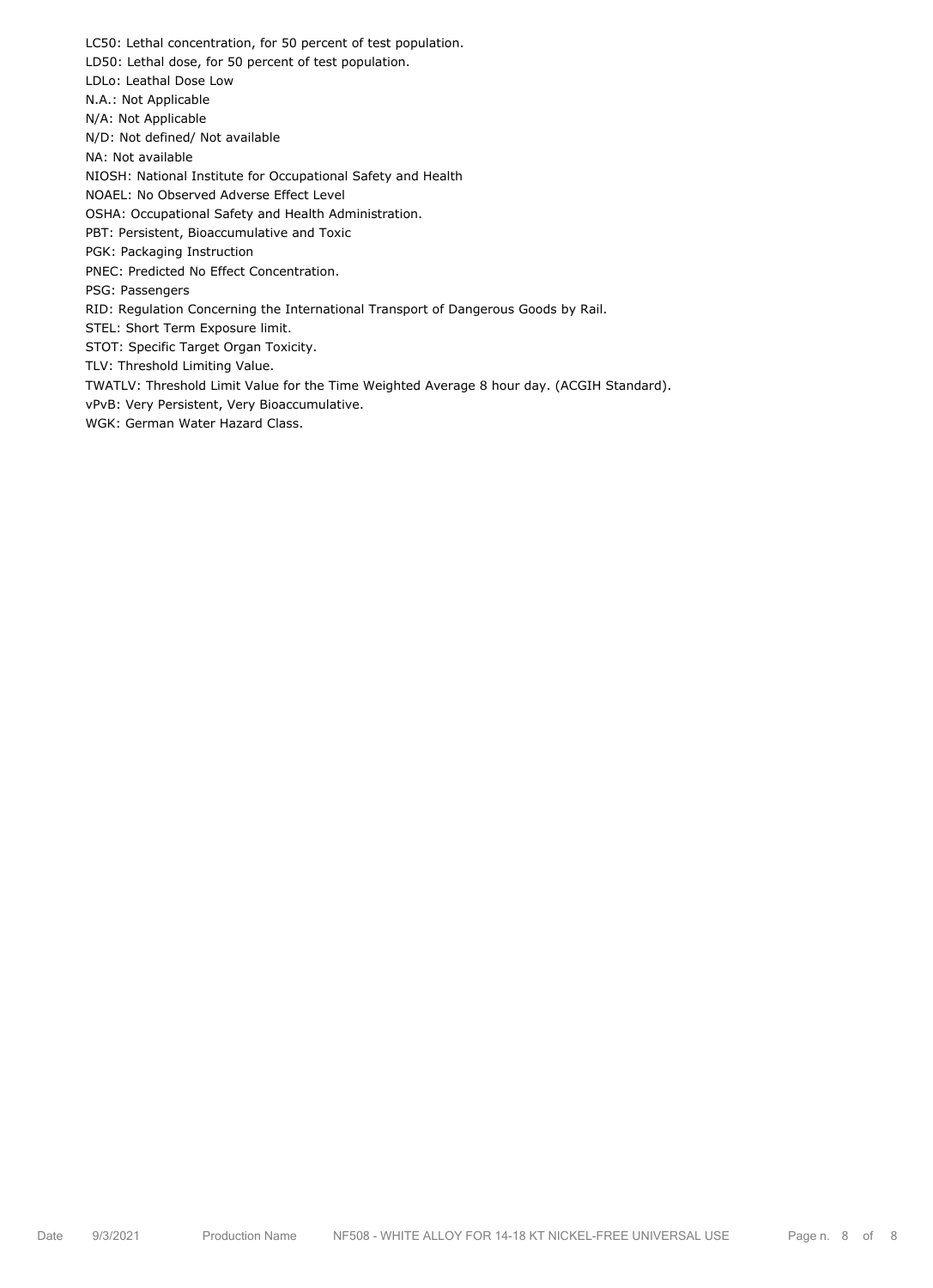LC50: Lethal concentration, for 50 percent of test population.

LD50: Lethal dose, for 50 percent of test population.

LDLo: Leathal Dose Low

N.A.: Not Applicable

N/A: Not Applicable

N/D: Not defined/ Not available

NA: Not available

NIOSH: National Institute for Occupational Safety and Health

NOAEL: No Observed Adverse Effect Level

OSHA: Occupational Safety and Health Administration.

PBT: Persistent, Bioaccumulative and Toxic

PGK: Packaging Instruction

PNEC: Predicted No Effect Concentration.

PSG: Passengers

RID: Regulation Concerning the International Transport of Dangerous Goods by Rail.

STEL: Short Term Exposure limit.

STOT: Specific Target Organ Toxicity.

TLV: Threshold Limiting Value.

TWATLV: Threshold Limit Value for the Time Weighted Average 8 hour day. (ACGIH Standard).

vPvB: Very Persistent, Very Bioaccumulative.

WGK: German Water Hazard Class.